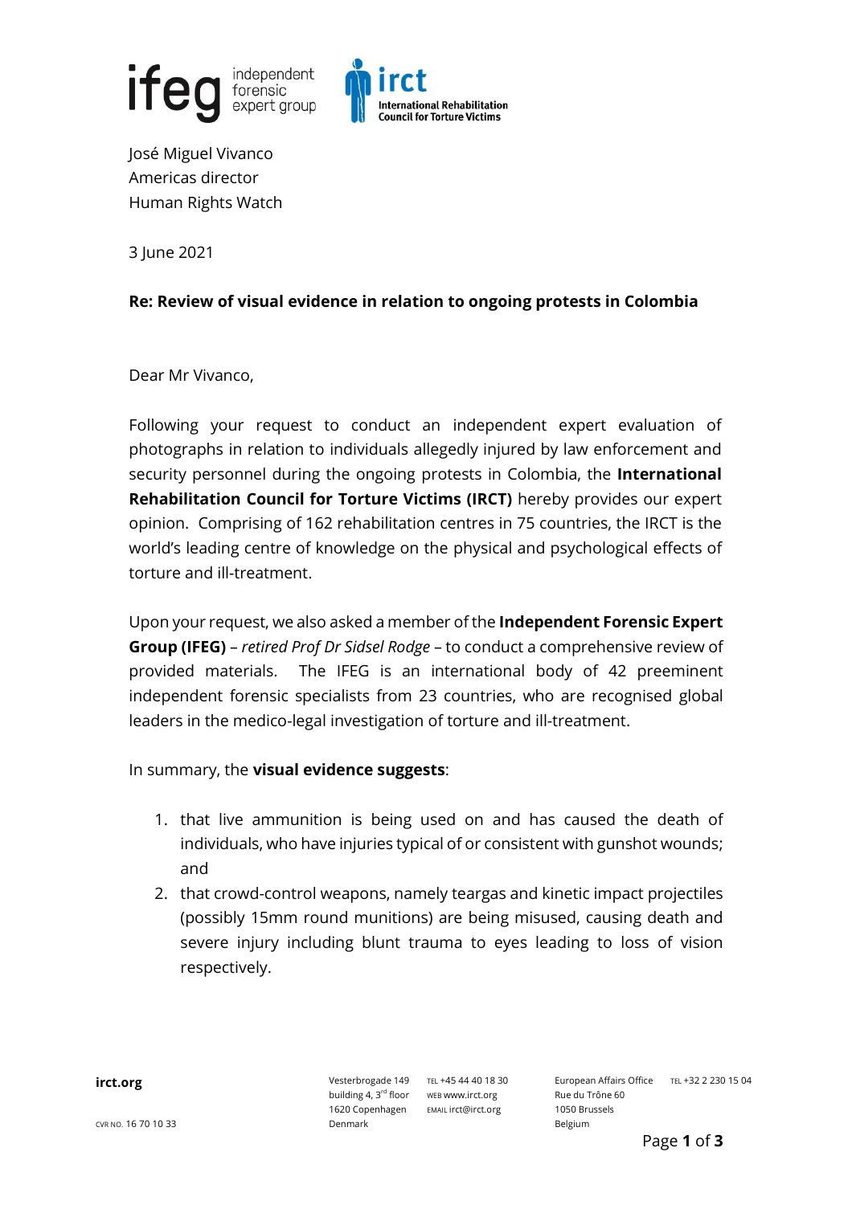José Miguel Vivanco
Americas director
Human Rights Watch

3 June 2021

**Re: Review of visual evidence in relation to ongoing protests in Colombia**

Dear Mr Vivanco,

Following your request to conduct an independent expert evaluation of photographs in relation to individuals allegedly injured by law enforcement and security personnel during the ongoing protests in Colombia, the **International Rehabilitation Council for Torture Victims (IRCT)** hereby provides our expert opinion. Comprising of 162 rehabilitation centres in 75 countries, the IRCT is the world's leading centre of knowledge on the physical and psychological effects of torture and ill-treatment.

Upon your request, we also asked a member of the **Independent Forensic Expert Group (IFEG)** – *retired Prof Dr Sidsel Rodge* – to conduct a comprehensive review of provided materials. The IFEG is an international body of 42 preeminent independent forensic specialists from 23 countries, who are recognised global leaders in the medico-legal investigation of torture and ill-treatment.

In summary, the **visual evidence suggests**:

1. that live ammunition is being used on and has caused the death of individuals, who have injuries typical of or consistent with gunshot wounds; and
2. that crowd-control weapons, namely teargas and kinetic impact projectiles (possibly 15mm round munitions) are being misused, causing death and severe injury including blunt trauma to eyes leading to loss of vision respectively.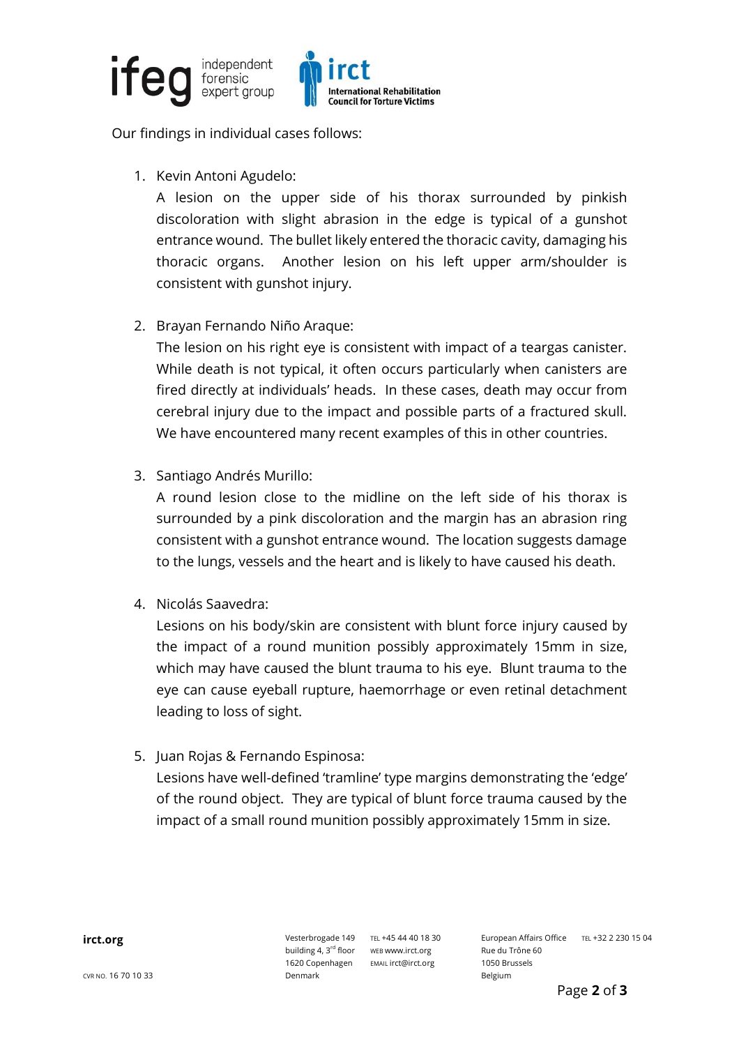Our findings in individual cases follows:

1. Kevin Antoni Agudelo:
   A lesion on the upper side of his thorax surrounded by pinkish discoloration with slight abrasion in the edge is typical of a gunshot entrance wound. The bullet likely entered the thoracic cavity, damaging his thoracic organs. Another lesion on his left upper arm/shoulder is consistent with gunshot injury.

2. Brayan Fernando Niño Araque:
   The lesion on his right eye is consistent with impact of a teargas canister. While death is not typical, it often occurs particularly when canisters are fired directly at individuals' heads. In these cases, death may occur from cerebral injury due to the impact and possible parts of a fractured skull. We have encountered many recent examples of this in other countries.

3. Santiago Andrés Murillo:
   A round lesion close to the midline on the left side of his thorax is surrounded by a pink discoloration and the margin has an abrasion ring consistent with a gunshot entrance wound. The location suggests damage to the lungs, vessels and the heart and is likely to have caused his death.

4. Nicolás Saavedra:
   Lesions on his body/skin are consistent with blunt force injury caused by the impact of a round munition possibly approximately 15mm in size, which may have caused the blunt trauma to his eye. Blunt trauma to the eye can cause eyeball rupture, haemorrhage or even retinal detachment leading to loss of sight.

5. Juan Rojas & Fernando Espinosa:
   Lesions have well-defined 'tramline' type margins demonstrating the 'edge' of the round object. They are typical of blunt force trauma caused by the impact of a small round munition possibly approximately 15mm in size.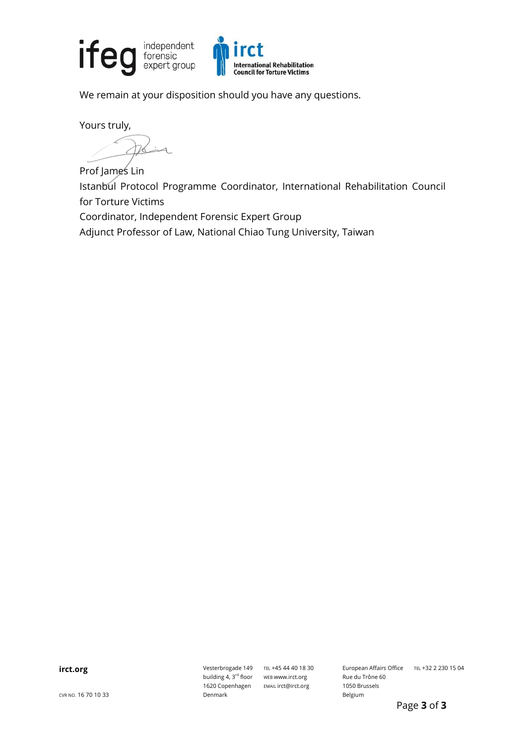We remain at your disposition should you have any questions.

Yours truly,

Prof James Lin
Istanbul Protocol Programme Coordinator, International Rehabilitation Council for Torture Victims
Coordinator, Independent Forensic Expert Group
Adjunct Professor of Law, National Chiao Tung University, Taiwan